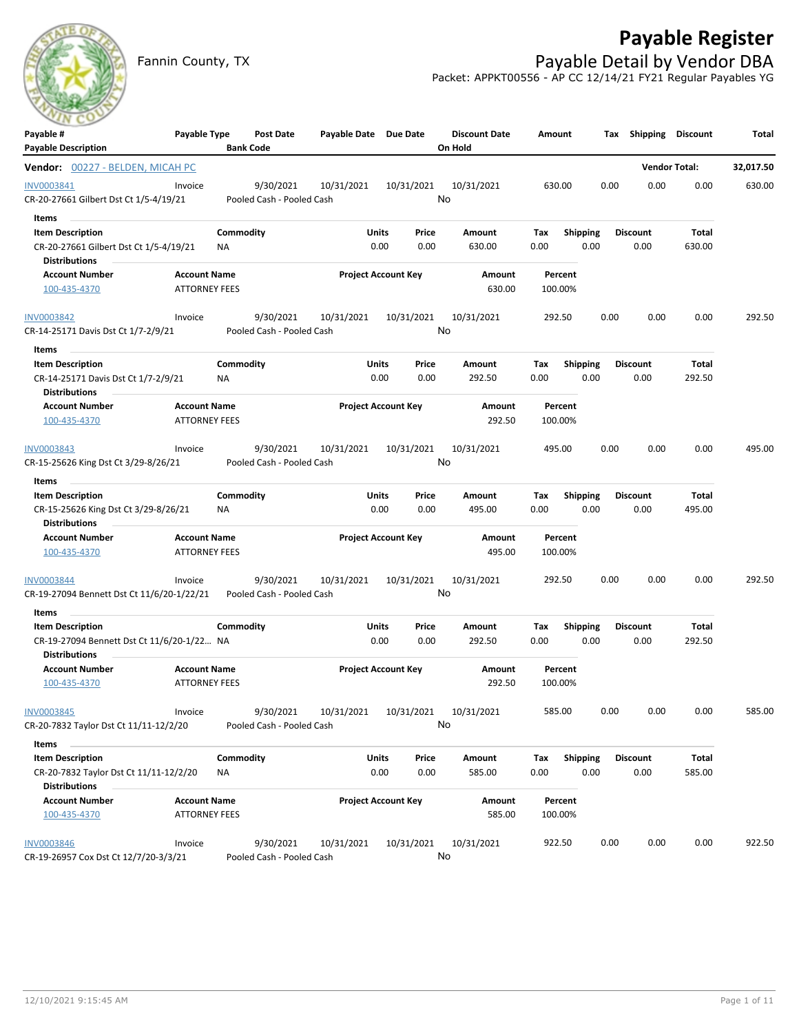# Payable Register

Fannin County, TX

## Payable Detail by Vendor DBA

Packet: APPKT00556 - AP CC 12/14/21 FY21 Regular Payables YG

| Payable # | Payable Type | Post Date | Payable Date | Due Date | Discount Date | Amount | Tax | Shipping | Discount | Total |
|---|---|---|---|---|---|---|---|---|---|---|
| Payable Description | | Bank Code | | | On Hold | | | | | |

**Vendor:** 00227 - BELDEN, MICAH PC — **Vendor Total:** 32,017.50

| Payable # | Payable Type | Post Date | Payable Date | Due Date | Discount Date | Amount | Tax | Shipping | Discount | Total |
|---|---|---|---|---|---|---|---|---|---|---|
| INV0003841 | Invoice | 9/30/2021 | 10/31/2021 | 10/31/2021 | 10/31/2021 | 630.00 | 0.00 | 0.00 | 0.00 | 630.00 |
| CR-20-27661 Gilbert Dst Ct 1/5-4/19/21 | | Pooled Cash - Pooled Cash | | | No | | | | | |

Items

| Item Description | Commodity | Units | Price | Amount | Tax | Shipping | Discount | Total |
|---|---|---|---|---|---|---|---|---|
| CR-20-27661 Gilbert Dst Ct 1/5-4/19/21 | NA | 0.00 | 0.00 | 630.00 | 0.00 | 0.00 | 0.00 | 630.00 |

Distributions

| Account Number | Account Name | Project Account Key | Amount | Percent |
|---|---|---|---|---|
| 100-435-4370 | ATTORNEY FEES | | 630.00 | 100.00% |

| Payable # | Payable Type | Post Date | Payable Date | Due Date | Discount Date | Amount | Tax | Shipping | Discount | Total |
|---|---|---|---|---|---|---|---|---|---|---|
| INV0003842 | Invoice | 9/30/2021 | 10/31/2021 | 10/31/2021 | 10/31/2021 | 292.50 | 0.00 | 0.00 | 0.00 | 292.50 |
| CR-14-25171 Davis Dst Ct 1/7-2/9/21 | | Pooled Cash - Pooled Cash | | | No | | | | | |

Items

| Item Description | Commodity | Units | Price | Amount | Tax | Shipping | Discount | Total |
|---|---|---|---|---|---|---|---|---|
| CR-14-25171 Davis Dst Ct 1/7-2/9/21 | NA | 0.00 | 0.00 | 292.50 | 0.00 | 0.00 | 0.00 | 292.50 |

Distributions

| Account Number | Account Name | Project Account Key | Amount | Percent |
|---|---|---|---|---|
| 100-435-4370 | ATTORNEY FEES | | 292.50 | 100.00% |

| Payable # | Payable Type | Post Date | Payable Date | Due Date | Discount Date | Amount | Tax | Shipping | Discount | Total |
|---|---|---|---|---|---|---|---|---|---|---|
| INV0003843 | Invoice | 9/30/2021 | 10/31/2021 | 10/31/2021 | 10/31/2021 | 495.00 | 0.00 | 0.00 | 0.00 | 495.00 |
| CR-15-25626 King Dst Ct 3/29-8/26/21 | | Pooled Cash - Pooled Cash | | | No | | | | | |

Items

| Item Description | Commodity | Units | Price | Amount | Tax | Shipping | Discount | Total |
|---|---|---|---|---|---|---|---|---|
| CR-15-25626 King Dst Ct 3/29-8/26/21 | NA | 0.00 | 0.00 | 495.00 | 0.00 | 0.00 | 0.00 | 495.00 |

Distributions

| Account Number | Account Name | Project Account Key | Amount | Percent |
|---|---|---|---|---|
| 100-435-4370 | ATTORNEY FEES | | 495.00 | 100.00% |

| Payable # | Payable Type | Post Date | Payable Date | Due Date | Discount Date | Amount | Tax | Shipping | Discount | Total |
|---|---|---|---|---|---|---|---|---|---|---|
| INV0003844 | Invoice | 9/30/2021 | 10/31/2021 | 10/31/2021 | 10/31/2021 | 292.50 | 0.00 | 0.00 | 0.00 | 292.50 |
| CR-19-27094 Bennett Dst Ct 11/6/20-1/22/21 | | Pooled Cash - Pooled Cash | | | No | | | | | |

Items

| Item Description | Commodity | Units | Price | Amount | Tax | Shipping | Discount | Total |
|---|---|---|---|---|---|---|---|---|
| CR-19-27094 Bennett Dst Ct 11/6/20-1/22... | NA | 0.00 | 0.00 | 292.50 | 0.00 | 0.00 | 0.00 | 292.50 |

Distributions

| Account Number | Account Name | Project Account Key | Amount | Percent |
|---|---|---|---|---|
| 100-435-4370 | ATTORNEY FEES | | 292.50 | 100.00% |

| Payable # | Payable Type | Post Date | Payable Date | Due Date | Discount Date | Amount | Tax | Shipping | Discount | Total |
|---|---|---|---|---|---|---|---|---|---|---|
| INV0003845 | Invoice | 9/30/2021 | 10/31/2021 | 10/31/2021 | 10/31/2021 | 585.00 | 0.00 | 0.00 | 0.00 | 585.00 |
| CR-20-7832 Taylor Dst Ct 11/11-12/2/20 | | Pooled Cash - Pooled Cash | | | No | | | | | |

Items

| Item Description | Commodity | Units | Price | Amount | Tax | Shipping | Discount | Total |
|---|---|---|---|---|---|---|---|---|
| CR-20-7832 Taylor Dst Ct 11/11-12/2/20 | NA | 0.00 | 0.00 | 585.00 | 0.00 | 0.00 | 0.00 | 585.00 |

Distributions

| Account Number | Account Name | Project Account Key | Amount | Percent |
|---|---|---|---|---|
| 100-435-4370 | ATTORNEY FEES | | 585.00 | 100.00% |

| Payable # | Payable Type | Post Date | Payable Date | Due Date | Discount Date | Amount | Tax | Shipping | Discount | Total |
|---|---|---|---|---|---|---|---|---|---|---|
| INV0003846 | Invoice | 9/30/2021 | 10/31/2021 | 10/31/2021 | 10/31/2021 | 922.50 | 0.00 | 0.00 | 0.00 | 922.50 |
| CR-19-26957 Cox Dst Ct 12/7/20-3/3/21 | | Pooled Cash - Pooled Cash | | | No | | | | | |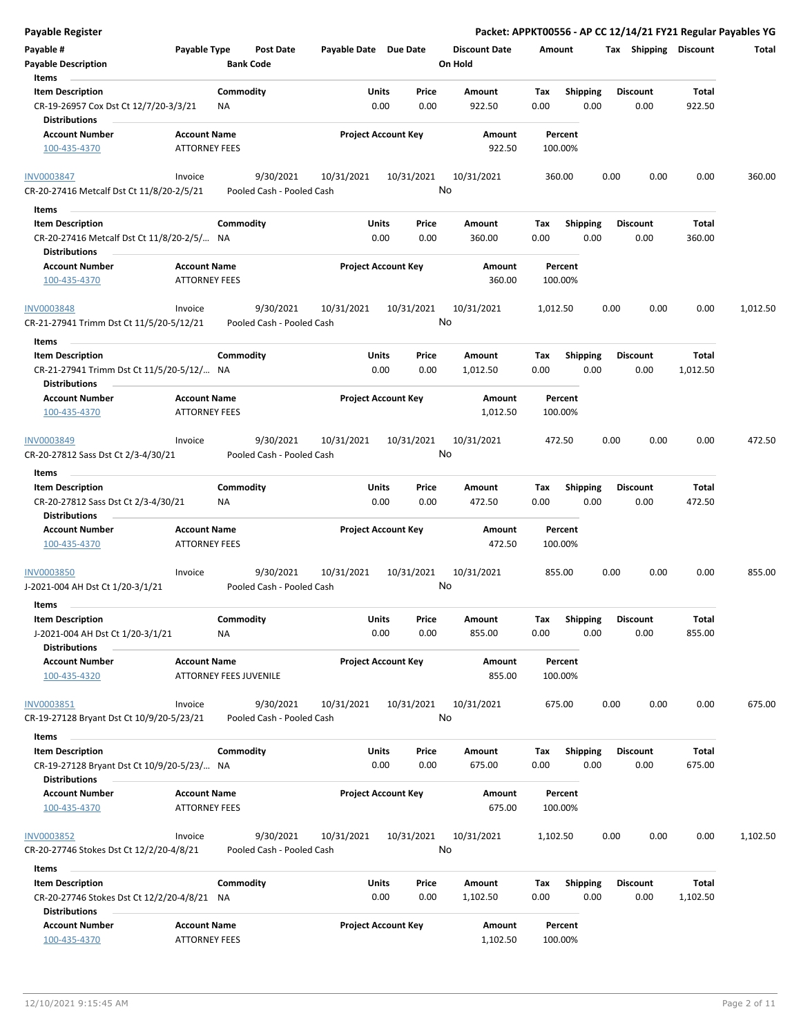**Payable Register** — Packet: APPKT00556 - AP CC 12/14/21 FY21 Regular Payables YG

| Payable # | Payable Type | Post Date | Payable Date | Due Date | Discount Date | Amount | Tax | Shipping | Discount | Total |
|---|---|---|---|---|---|---|---|---|---|---|
| Payable Description | | Bank Code | | | On Hold | | | | | |

**Items**

| Item Description | Commodity | Units | Price | Amount | Tax | Shipping | Discount | Total |
|---|---|---|---|---|---|---|---|---|
| CR-19-26957 Cox Dst Ct 12/7/20-3/3/21 | NA | 0.00 | 0.00 | 922.50 | 0.00 | 0.00 | 0.00 | 922.50 |

**Distributions**

| Account Number | Account Name | Project Account Key | Amount | Percent |
|---|---|---|---|---|
| 100-435-4370 | ATTORNEY FEES | | 922.50 | 100.00% |

---

| Payable # | Payable Type | Post Date | Payable Date | Due Date | Discount Date | Amount | Tax | Shipping | Discount | Total |
|---|---|---|---|---|---|---|---|---|---|---|
| INV0003847 | Invoice | 9/30/2021 | 10/31/2021 | 10/31/2021 | 10/31/2021 | 360.00 | 0.00 | 0.00 | 0.00 | 360.00 |
| CR-20-27416 Metcalf Dst Ct 11/8/20-2/5/21 | | Pooled Cash - Pooled Cash | | | No | | | | | |

**Items**

| Item Description | Commodity | Units | Price | Amount | Tax | Shipping | Discount | Total |
|---|---|---|---|---|---|---|---|---|
| CR-20-27416 Metcalf Dst Ct 11/8/20-2/5/... | NA | 0.00 | 0.00 | 360.00 | 0.00 | 0.00 | 0.00 | 360.00 |

**Distributions**

| Account Number | Account Name | Project Account Key | Amount | Percent |
|---|---|---|---|---|
| 100-435-4370 | ATTORNEY FEES | | 360.00 | 100.00% |

---

| Payable # | Payable Type | Post Date | Payable Date | Due Date | Discount Date | Amount | Tax | Shipping | Discount | Total |
|---|---|---|---|---|---|---|---|---|---|---|
| INV0003848 | Invoice | 9/30/2021 | 10/31/2021 | 10/31/2021 | 10/31/2021 | 1,012.50 | 0.00 | 0.00 | 0.00 | 1,012.50 |
| CR-21-27941 Trimm Dst Ct 11/5/20-5/12/21 | | Pooled Cash - Pooled Cash | | | No | | | | | |

**Items**

| Item Description | Commodity | Units | Price | Amount | Tax | Shipping | Discount | Total |
|---|---|---|---|---|---|---|---|---|
| CR-21-27941 Trimm Dst Ct 11/5/20-5/12/... | NA | 0.00 | 0.00 | 1,012.50 | 0.00 | 0.00 | 0.00 | 1,012.50 |

**Distributions**

| Account Number | Account Name | Project Account Key | Amount | Percent |
|---|---|---|---|---|
| 100-435-4370 | ATTORNEY FEES | | 1,012.50 | 100.00% |

---

| Payable # | Payable Type | Post Date | Payable Date | Due Date | Discount Date | Amount | Tax | Shipping | Discount | Total |
|---|---|---|---|---|---|---|---|---|---|---|
| INV0003849 | Invoice | 9/30/2021 | 10/31/2021 | 10/31/2021 | 10/31/2021 | 472.50 | 0.00 | 0.00 | 0.00 | 472.50 |
| CR-20-27812 Sass Dst Ct 2/3-4/30/21 | | Pooled Cash - Pooled Cash | | | No | | | | | |

**Items**

| Item Description | Commodity | Units | Price | Amount | Tax | Shipping | Discount | Total |
|---|---|---|---|---|---|---|---|---|
| CR-20-27812 Sass Dst Ct 2/3-4/30/21 | NA | 0.00 | 0.00 | 472.50 | 0.00 | 0.00 | 0.00 | 472.50 |

**Distributions**

| Account Number | Account Name | Project Account Key | Amount | Percent |
|---|---|---|---|---|
| 100-435-4370 | ATTORNEY FEES | | 472.50 | 100.00% |

---

| Payable # | Payable Type | Post Date | Payable Date | Due Date | Discount Date | Amount | Tax | Shipping | Discount | Total |
|---|---|---|---|---|---|---|---|---|---|---|
| INV0003850 | Invoice | 9/30/2021 | 10/31/2021 | 10/31/2021 | 10/31/2021 | 855.00 | 0.00 | 0.00 | 0.00 | 855.00 |
| J-2021-004 AH Dst Ct 1/20-3/1/21 | | Pooled Cash - Pooled Cash | | | No | | | | | |

**Items**

| Item Description | Commodity | Units | Price | Amount | Tax | Shipping | Discount | Total |
|---|---|---|---|---|---|---|---|---|
| J-2021-004 AH Dst Ct 1/20-3/1/21 | NA | 0.00 | 0.00 | 855.00 | 0.00 | 0.00 | 0.00 | 855.00 |

**Distributions**

| Account Number | Account Name | Project Account Key | Amount | Percent |
|---|---|---|---|---|
| 100-435-4320 | ATTORNEY FEES JUVENILE | | 855.00 | 100.00% |

---

| Payable # | Payable Type | Post Date | Payable Date | Due Date | Discount Date | Amount | Tax | Shipping | Discount | Total |
|---|---|---|---|---|---|---|---|---|---|---|
| INV0003851 | Invoice | 9/30/2021 | 10/31/2021 | 10/31/2021 | 10/31/2021 | 675.00 | 0.00 | 0.00 | 0.00 | 675.00 |
| CR-19-27128 Bryant Dst Ct 10/9/20-5/23/21 | | Pooled Cash - Pooled Cash | | | No | | | | | |

**Items**

| Item Description | Commodity | Units | Price | Amount | Tax | Shipping | Discount | Total |
|---|---|---|---|---|---|---|---|---|
| CR-19-27128 Bryant Dst Ct 10/9/20-5/23/... | NA | 0.00 | 0.00 | 675.00 | 0.00 | 0.00 | 0.00 | 675.00 |

**Distributions**

| Account Number | Account Name | Project Account Key | Amount | Percent |
|---|---|---|---|---|
| 100-435-4370 | ATTORNEY FEES | | 675.00 | 100.00% |

---

| Payable # | Payable Type | Post Date | Payable Date | Due Date | Discount Date | Amount | Tax | Shipping | Discount | Total |
|---|---|---|---|---|---|---|---|---|---|---|
| INV0003852 | Invoice | 9/30/2021 | 10/31/2021 | 10/31/2021 | 10/31/2021 | 1,102.50 | 0.00 | 0.00 | 0.00 | 1,102.50 |
| CR-20-27746 Stokes Dst Ct 12/2/20-4/8/21 | | Pooled Cash - Pooled Cash | | | No | | | | | |

**Items**

| Item Description | Commodity | Units | Price | Amount | Tax | Shipping | Discount | Total |
|---|---|---|---|---|---|---|---|---|
| CR-20-27746 Stokes Dst Ct 12/2/20-4/8/21 | NA | 0.00 | 0.00 | 1,102.50 | 0.00 | 0.00 | 0.00 | 1,102.50 |

**Distributions**

| Account Number | Account Name | Project Account Key | Amount | Percent |
|---|---|---|---|---|
| 100-435-4370 | ATTORNEY FEES | | 1,102.50 | 100.00% |

12/10/2021 9:15:45 AM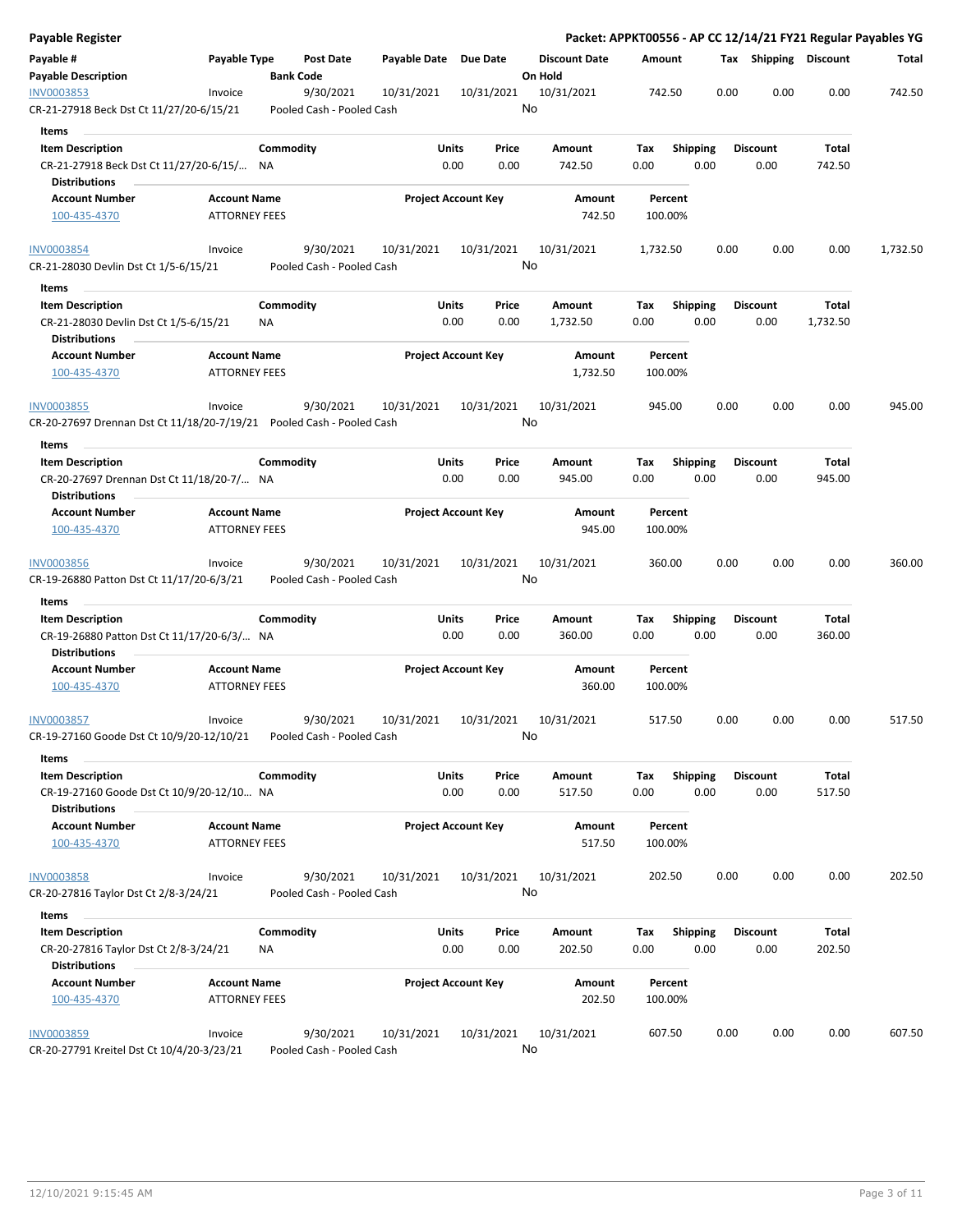# Payable Register

**Packet: APPKT00556 - AP CC 12/14/21 FY21 Regular Payables YG**

| Payable # / Payable Description | Payable Type | Post Date / Bank Code | Payable Date | Due Date | Discount Date / On Hold | Amount | Tax | Shipping | Discount | Total |
|---|---|---|---|---|---|---|---|---|---|---|
| INV0003853 | Invoice | 9/30/2021 | 10/31/2021 | 10/31/2021 | 10/31/2021 | 742.50 | 0.00 | 0.00 | 0.00 | 742.50 |
| CR-21-27918 Beck Dst Ct 11/27/20-6/15/21 | | Pooled Cash - Pooled Cash | | | No | | | | | |

**Items**

| Item Description | Commodity | Units | Price | Amount | Tax | Shipping | Discount | Total |
|---|---|---|---|---|---|---|---|---|
| CR-21-27918 Beck Dst Ct 11/27/20-6/15/... | NA | 0.00 | 0.00 | 742.50 | 0.00 | 0.00 | 0.00 | 742.50 |

**Distributions**

| Account Number | Account Name | Project Account Key | Amount | Percent |
|---|---|---|---|---|
| 100-435-4370 | ATTORNEY FEES | | 742.50 | 100.00% |

| Payable # / Payable Description | Payable Type | Post Date / Bank Code | Payable Date | Due Date | Discount Date / On Hold | Amount | Tax | Shipping | Discount | Total |
|---|---|---|---|---|---|---|---|---|---|---|
| INV0003854 | Invoice | 9/30/2021 | 10/31/2021 | 10/31/2021 | 10/31/2021 | 1,732.50 | 0.00 | 0.00 | 0.00 | 1,732.50 |
| CR-21-28030 Devlin Dst Ct 1/5-6/15/21 | | Pooled Cash - Pooled Cash | | | No | | | | | |

**Items**

| Item Description | Commodity | Units | Price | Amount | Tax | Shipping | Discount | Total |
|---|---|---|---|---|---|---|---|---|
| CR-21-28030 Devlin Dst Ct 1/5-6/15/21 | NA | 0.00 | 0.00 | 1,732.50 | 0.00 | 0.00 | 0.00 | 1,732.50 |

**Distributions**

| Account Number | Account Name | Project Account Key | Amount | Percent |
|---|---|---|---|---|
| 100-435-4370 | ATTORNEY FEES | | 1,732.50 | 100.00% |

| Payable # / Payable Description | Payable Type | Post Date / Bank Code | Payable Date | Due Date | Discount Date / On Hold | Amount | Tax | Shipping | Discount | Total |
|---|---|---|---|---|---|---|---|---|---|---|
| INV0003855 | Invoice | 9/30/2021 | 10/31/2021 | 10/31/2021 | 10/31/2021 | 945.00 | 0.00 | 0.00 | 0.00 | 945.00 |
| CR-20-27697 Drennan Dst Ct 11/18/20-7/19/21 | | Pooled Cash - Pooled Cash | | | No | | | | | |

**Items**

| Item Description | Commodity | Units | Price | Amount | Tax | Shipping | Discount | Total |
|---|---|---|---|---|---|---|---|---|
| CR-20-27697 Drennan Dst Ct 11/18/20-7/... | NA | 0.00 | 0.00 | 945.00 | 0.00 | 0.00 | 0.00 | 945.00 |

**Distributions**

| Account Number | Account Name | Project Account Key | Amount | Percent |
|---|---|---|---|---|
| 100-435-4370 | ATTORNEY FEES | | 945.00 | 100.00% |

| Payable # / Payable Description | Payable Type | Post Date / Bank Code | Payable Date | Due Date | Discount Date / On Hold | Amount | Tax | Shipping | Discount | Total |
|---|---|---|---|---|---|---|---|---|---|---|
| INV0003856 | Invoice | 9/30/2021 | 10/31/2021 | 10/31/2021 | 10/31/2021 | 360.00 | 0.00 | 0.00 | 0.00 | 360.00 |
| CR-19-26880 Patton Dst Ct 11/17/20-6/3/21 | | Pooled Cash - Pooled Cash | | | No | | | | | |

**Items**

| Item Description | Commodity | Units | Price | Amount | Tax | Shipping | Discount | Total |
|---|---|---|---|---|---|---|---|---|
| CR-19-26880 Patton Dst Ct 11/17/20-6/3/... | NA | 0.00 | 0.00 | 360.00 | 0.00 | 0.00 | 0.00 | 360.00 |

**Distributions**

| Account Number | Account Name | Project Account Key | Amount | Percent |
|---|---|---|---|---|
| 100-435-4370 | ATTORNEY FEES | | 360.00 | 100.00% |

| Payable # / Payable Description | Payable Type | Post Date / Bank Code | Payable Date | Due Date | Discount Date / On Hold | Amount | Tax | Shipping | Discount | Total |
|---|---|---|---|---|---|---|---|---|---|---|
| INV0003857 | Invoice | 9/30/2021 | 10/31/2021 | 10/31/2021 | 10/31/2021 | 517.50 | 0.00 | 0.00 | 0.00 | 517.50 |
| CR-19-27160 Goode Dst Ct 10/9/20-12/10/21 | | Pooled Cash - Pooled Cash | | | No | | | | | |

**Items**

| Item Description | Commodity | Units | Price | Amount | Tax | Shipping | Discount | Total |
|---|---|---|---|---|---|---|---|---|
| CR-19-27160 Goode Dst Ct 10/9/20-12/10... | NA | 0.00 | 0.00 | 517.50 | 0.00 | 0.00 | 0.00 | 517.50 |

**Distributions**

| Account Number | Account Name | Project Account Key | Amount | Percent |
|---|---|---|---|---|
| 100-435-4370 | ATTORNEY FEES | | 517.50 | 100.00% |

| Payable # / Payable Description | Payable Type | Post Date / Bank Code | Payable Date | Due Date | Discount Date / On Hold | Amount | Tax | Shipping | Discount | Total |
|---|---|---|---|---|---|---|---|---|---|---|
| INV0003858 | Invoice | 9/30/2021 | 10/31/2021 | 10/31/2021 | 10/31/2021 | 202.50 | 0.00 | 0.00 | 0.00 | 202.50 |
| CR-20-27816 Taylor Dst Ct 2/8-3/24/21 | | Pooled Cash - Pooled Cash | | | No | | | | | |

**Items**

| Item Description | Commodity | Units | Price | Amount | Tax | Shipping | Discount | Total |
|---|---|---|---|---|---|---|---|---|
| CR-20-27816 Taylor Dst Ct 2/8-3/24/21 | NA | 0.00 | 0.00 | 202.50 | 0.00 | 0.00 | 0.00 | 202.50 |

**Distributions**

| Account Number | Account Name | Project Account Key | Amount | Percent |
|---|---|---|---|---|
| 100-435-4370 | ATTORNEY FEES | | 202.50 | 100.00% |

| Payable # / Payable Description | Payable Type | Post Date / Bank Code | Payable Date | Due Date | Discount Date / On Hold | Amount | Tax | Shipping | Discount | Total |
|---|---|---|---|---|---|---|---|---|---|---|
| INV0003859 | Invoice | 9/30/2021 | 10/31/2021 | 10/31/2021 | 10/31/2021 | 607.50 | 0.00 | 0.00 | 0.00 | 607.50 |
| CR-20-27791 Kreitel Dst Ct 10/4/20-3/23/21 | | Pooled Cash - Pooled Cash | | | No | | | | | |

12/10/2021 9:15:45 AM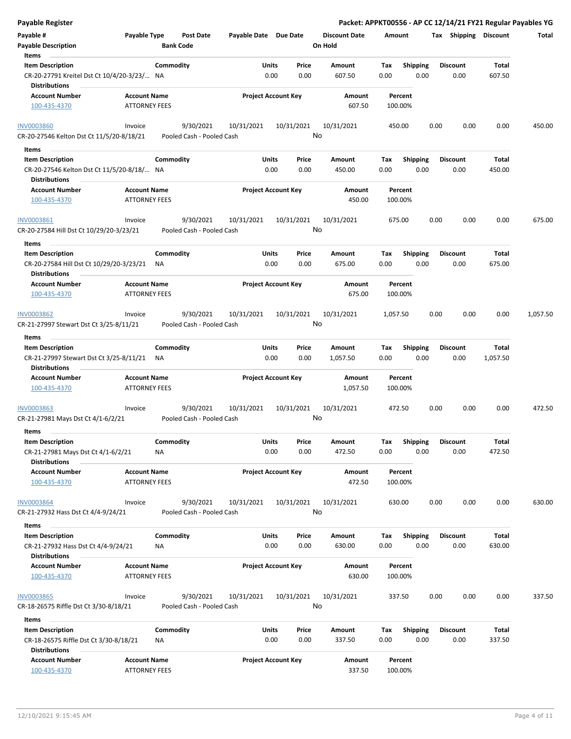**Payable Register** — **Packet: APPKT00556 - AP CC 12/14/21 FY21 Regular Payables YG**

| Payable # | Payable Type | Post Date | Payable Date | Due Date | Discount Date | Amount | Tax | Shipping | Discount | Total |
|---|---|---|---|---|---|---|---|---|---|---|
| Payable Description | | Bank Code | | | On Hold | | | | | |

**Items**

| Item Description | Commodity | Units | Price | Amount | Tax | Shipping | Discount | Total |
|---|---|---|---|---|---|---|---|---|
| CR-20-27791 Kreitel Dst Ct 10/4/20-3/23/... | NA | 0.00 | 0.00 | 607.50 | 0.00 | 0.00 | 0.00 | 607.50 |

**Distributions**

| Account Number | Account Name | Project Account Key | Amount | Percent |
|---|---|---|---|---|
| 100-435-4370 | ATTORNEY FEES | | 607.50 | 100.00% |

| Payable # | Payable Type | Post Date | Payable Date | Due Date | Discount Date | Amount | Tax | Shipping | Discount | Total |
|---|---|---|---|---|---|---|---|---|---|---|
| INV0003860 | Invoice | 9/30/2021 | 10/31/2021 | 10/31/2021 | 10/31/2021 | 450.00 | 0.00 | 0.00 | 0.00 | 450.00 |
| CR-20-27546 Kelton Dst Ct 11/5/20-8/18/21 | | Pooled Cash - Pooled Cash | | | No | | | | | |

**Items**

| Item Description | Commodity | Units | Price | Amount | Tax | Shipping | Discount | Total |
|---|---|---|---|---|---|---|---|---|
| CR-20-27546 Kelton Dst Ct 11/5/20-8/18/... | NA | 0.00 | 0.00 | 450.00 | 0.00 | 0.00 | 0.00 | 450.00 |

**Distributions**

| Account Number | Account Name | Project Account Key | Amount | Percent |
|---|---|---|---|---|
| 100-435-4370 | ATTORNEY FEES | | 450.00 | 100.00% |

| Payable # | Payable Type | Post Date | Payable Date | Due Date | Discount Date | Amount | Tax | Shipping | Discount | Total |
|---|---|---|---|---|---|---|---|---|---|---|
| INV0003861 | Invoice | 9/30/2021 | 10/31/2021 | 10/31/2021 | 10/31/2021 | 675.00 | 0.00 | 0.00 | 0.00 | 675.00 |
| CR-20-27584 Hill Dst Ct 10/29/20-3/23/21 | | Pooled Cash - Pooled Cash | | | No | | | | | |

**Items**

| Item Description | Commodity | Units | Price | Amount | Tax | Shipping | Discount | Total |
|---|---|---|---|---|---|---|---|---|
| CR-20-27584 Hill Dst Ct 10/29/20-3/23/21 | NA | 0.00 | 0.00 | 675.00 | 0.00 | 0.00 | 0.00 | 675.00 |

**Distributions**

| Account Number | Account Name | Project Account Key | Amount | Percent |
|---|---|---|---|---|
| 100-435-4370 | ATTORNEY FEES | | 675.00 | 100.00% |

| Payable # | Payable Type | Post Date | Payable Date | Due Date | Discount Date | Amount | Tax | Shipping | Discount | Total |
|---|---|---|---|---|---|---|---|---|---|---|
| INV0003862 | Invoice | 9/30/2021 | 10/31/2021 | 10/31/2021 | 10/31/2021 | 1,057.50 | 0.00 | 0.00 | 0.00 | 1,057.50 |
| CR-21-27997 Stewart Dst Ct 3/25-8/11/21 | | Pooled Cash - Pooled Cash | | | No | | | | | |

**Items**

| Item Description | Commodity | Units | Price | Amount | Tax | Shipping | Discount | Total |
|---|---|---|---|---|---|---|---|---|
| CR-21-27997 Stewart Dst Ct 3/25-8/11/21 | NA | 0.00 | 0.00 | 1,057.50 | 0.00 | 0.00 | 0.00 | 1,057.50 |

**Distributions**

| Account Number | Account Name | Project Account Key | Amount | Percent |
|---|---|---|---|---|
| 100-435-4370 | ATTORNEY FEES | | 1,057.50 | 100.00% |

| Payable # | Payable Type | Post Date | Payable Date | Due Date | Discount Date | Amount | Tax | Shipping | Discount | Total |
|---|---|---|---|---|---|---|---|---|---|---|
| INV0003863 | Invoice | 9/30/2021 | 10/31/2021 | 10/31/2021 | 10/31/2021 | 472.50 | 0.00 | 0.00 | 0.00 | 472.50 |
| CR-21-27981 Mays Dst Ct 4/1-6/2/21 | | Pooled Cash - Pooled Cash | | | No | | | | | |

**Items**

| Item Description | Commodity | Units | Price | Amount | Tax | Shipping | Discount | Total |
|---|---|---|---|---|---|---|---|---|
| CR-21-27981 Mays Dst Ct 4/1-6/2/21 | NA | 0.00 | 0.00 | 472.50 | 0.00 | 0.00 | 0.00 | 472.50 |

**Distributions**

| Account Number | Account Name | Project Account Key | Amount | Percent |
|---|---|---|---|---|
| 100-435-4370 | ATTORNEY FEES | | 472.50 | 100.00% |

| Payable # | Payable Type | Post Date | Payable Date | Due Date | Discount Date | Amount | Tax | Shipping | Discount | Total |
|---|---|---|---|---|---|---|---|---|---|---|
| INV0003864 | Invoice | 9/30/2021 | 10/31/2021 | 10/31/2021 | 10/31/2021 | 630.00 | 0.00 | 0.00 | 0.00 | 630.00 |
| CR-21-27932 Hass Dst Ct 4/4-9/24/21 | | Pooled Cash - Pooled Cash | | | No | | | | | |

**Items**

| Item Description | Commodity | Units | Price | Amount | Tax | Shipping | Discount | Total |
|---|---|---|---|---|---|---|---|---|
| CR-21-27932 Hass Dst Ct 4/4-9/24/21 | NA | 0.00 | 0.00 | 630.00 | 0.00 | 0.00 | 0.00 | 630.00 |

**Distributions**

| Account Number | Account Name | Project Account Key | Amount | Percent |
|---|---|---|---|---|
| 100-435-4370 | ATTORNEY FEES | | 630.00 | 100.00% |

| Payable # | Payable Type | Post Date | Payable Date | Due Date | Discount Date | Amount | Tax | Shipping | Discount | Total |
|---|---|---|---|---|---|---|---|---|---|---|
| INV0003865 | Invoice | 9/30/2021 | 10/31/2021 | 10/31/2021 | 10/31/2021 | 337.50 | 0.00 | 0.00 | 0.00 | 337.50 |
| CR-18-26575 Riffle Dst Ct 3/30-8/18/21 | | Pooled Cash - Pooled Cash | | | No | | | | | |

**Items**

| Item Description | Commodity | Units | Price | Amount | Tax | Shipping | Discount | Total |
|---|---|---|---|---|---|---|---|---|
| CR-18-26575 Riffle Dst Ct 3/30-8/18/21 | NA | 0.00 | 0.00 | 337.50 | 0.00 | 0.00 | 0.00 | 337.50 |

**Distributions**

| Account Number | Account Name | Project Account Key | Amount | Percent |
|---|---|---|---|---|
| 100-435-4370 | ATTORNEY FEES | | 337.50 | 100.00% |

12/10/2021 9:15:45 AM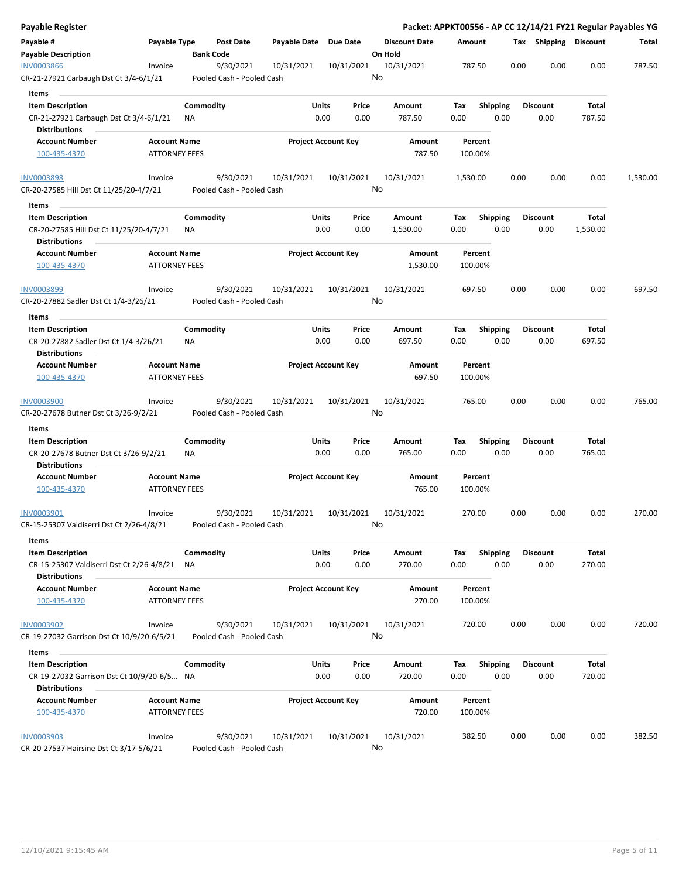## Payable Register

**Packet: APPKT00556 - AP CC 12/14/21 FY21 Regular Payables YG**

| Payable # | Payable Type | Post Date | Payable Date | Due Date | Discount Date | Amount | Tax | Shipping | Discount | Total |
|---|---|---|---|---|---|---|---|---|---|---|
| **Payable Description** | | **Bank Code** | | | **On Hold** | | | | | |
| INV0003866 | Invoice | 9/30/2021 | 10/31/2021 | 10/31/2021 | 10/31/2021 | 787.50 | 0.00 | 0.00 | 0.00 | 787.50 |
| CR-21-27921 Carbaugh Dst Ct 3/4-6/1/21 | | Pooled Cash - Pooled Cash | | | No | | | | | |

**Items**

| Item Description | Commodity | Units | Price | Amount | Tax | Shipping | Discount | Total |
|---|---|---|---|---|---|---|---|---|
| CR-21-27921 Carbaugh Dst Ct 3/4-6/1/21 | NA | 0.00 | 0.00 | 787.50 | 0.00 | 0.00 | 0.00 | 787.50 |

**Distributions**

| Account Number | Account Name | Project Account Key | Amount | Percent |
|---|---|---|---|---|
| 100-435-4370 | ATTORNEY FEES | | 787.50 | 100.00% |

| Payable # | Payable Type | Post Date | Payable Date | Due Date | Discount Date | Amount | Tax | Shipping | Discount | Total |
|---|---|---|---|---|---|---|---|---|---|---|
| INV0003898 | Invoice | 9/30/2021 | 10/31/2021 | 10/31/2021 | 10/31/2021 | 1,530.00 | 0.00 | 0.00 | 0.00 | 1,530.00 |
| CR-20-27585 Hill Dst Ct 11/25/20-4/7/21 | | Pooled Cash - Pooled Cash | | | No | | | | | |

**Items**

| Item Description | Commodity | Units | Price | Amount | Tax | Shipping | Discount | Total |
|---|---|---|---|---|---|---|---|---|
| CR-20-27585 Hill Dst Ct 11/25/20-4/7/21 | NA | 0.00 | 0.00 | 1,530.00 | 0.00 | 0.00 | 0.00 | 1,530.00 |

**Distributions**

| Account Number | Account Name | Project Account Key | Amount | Percent |
|---|---|---|---|---|
| 100-435-4370 | ATTORNEY FEES | | 1,530.00 | 100.00% |

| Payable # | Payable Type | Post Date | Payable Date | Due Date | Discount Date | Amount | Tax | Shipping | Discount | Total |
|---|---|---|---|---|---|---|---|---|---|---|
| INV0003899 | Invoice | 9/30/2021 | 10/31/2021 | 10/31/2021 | 10/31/2021 | 697.50 | 0.00 | 0.00 | 0.00 | 697.50 |
| CR-20-27882 Sadler Dst Ct 1/4-3/26/21 | | Pooled Cash - Pooled Cash | | | No | | | | | |

**Items**

| Item Description | Commodity | Units | Price | Amount | Tax | Shipping | Discount | Total |
|---|---|---|---|---|---|---|---|---|
| CR-20-27882 Sadler Dst Ct 1/4-3/26/21 | NA | 0.00 | 0.00 | 697.50 | 0.00 | 0.00 | 0.00 | 697.50 |

**Distributions**

| Account Number | Account Name | Project Account Key | Amount | Percent |
|---|---|---|---|---|
| 100-435-4370 | ATTORNEY FEES | | 697.50 | 100.00% |

| Payable # | Payable Type | Post Date | Payable Date | Due Date | Discount Date | Amount | Tax | Shipping | Discount | Total |
|---|---|---|---|---|---|---|---|---|---|---|
| INV0003900 | Invoice | 9/30/2021 | 10/31/2021 | 10/31/2021 | 10/31/2021 | 765.00 | 0.00 | 0.00 | 0.00 | 765.00 |
| CR-20-27678 Butner Dst Ct 3/26-9/2/21 | | Pooled Cash - Pooled Cash | | | No | | | | | |

**Items**

| Item Description | Commodity | Units | Price | Amount | Tax | Shipping | Discount | Total |
|---|---|---|---|---|---|---|---|---|
| CR-20-27678 Butner Dst Ct 3/26-9/2/21 | NA | 0.00 | 0.00 | 765.00 | 0.00 | 0.00 | 0.00 | 765.00 |

**Distributions**

| Account Number | Account Name | Project Account Key | Amount | Percent |
|---|---|---|---|---|
| 100-435-4370 | ATTORNEY FEES | | 765.00 | 100.00% |

| Payable # | Payable Type | Post Date | Payable Date | Due Date | Discount Date | Amount | Tax | Shipping | Discount | Total |
|---|---|---|---|---|---|---|---|---|---|---|
| INV0003901 | Invoice | 9/30/2021 | 10/31/2021 | 10/31/2021 | 10/31/2021 | 270.00 | 0.00 | 0.00 | 0.00 | 270.00 |
| CR-15-25307 Valdiserri Dst Ct 2/26-4/8/21 | | Pooled Cash - Pooled Cash | | | No | | | | | |

**Items**

| Item Description | Commodity | Units | Price | Amount | Tax | Shipping | Discount | Total |
|---|---|---|---|---|---|---|---|---|
| CR-15-25307 Valdiserri Dst Ct 2/26-4/8/21 | NA | 0.00 | 0.00 | 270.00 | 0.00 | 0.00 | 0.00 | 270.00 |

**Distributions**

| Account Number | Account Name | Project Account Key | Amount | Percent |
|---|---|---|---|---|
| 100-435-4370 | ATTORNEY FEES | | 270.00 | 100.00% |

| Payable # | Payable Type | Post Date | Payable Date | Due Date | Discount Date | Amount | Tax | Shipping | Discount | Total |
|---|---|---|---|---|---|---|---|---|---|---|
| INV0003902 | Invoice | 9/30/2021 | 10/31/2021 | 10/31/2021 | 10/31/2021 | 720.00 | 0.00 | 0.00 | 0.00 | 720.00 |
| CR-19-27032 Garrison Dst Ct 10/9/20-6/5/21 | | Pooled Cash - Pooled Cash | | | No | | | | | |

**Items**

| Item Description | Commodity | Units | Price | Amount | Tax | Shipping | Discount | Total |
|---|---|---|---|---|---|---|---|---|
| CR-19-27032 Garrison Dst Ct 10/9/20-6/5... | NA | 0.00 | 0.00 | 720.00 | 0.00 | 0.00 | 0.00 | 720.00 |

**Distributions**

| Account Number | Account Name | Project Account Key | Amount | Percent |
|---|---|---|---|---|
| 100-435-4370 | ATTORNEY FEES | | 720.00 | 100.00% |

| Payable # | Payable Type | Post Date | Payable Date | Due Date | Discount Date | Amount | Tax | Shipping | Discount | Total |
|---|---|---|---|---|---|---|---|---|---|---|
| INV0003903 | Invoice | 9/30/2021 | 10/31/2021 | 10/31/2021 | 10/31/2021 | 382.50 | 0.00 | 0.00 | 0.00 | 382.50 |
| CR-20-27537 Hairsine Dst Ct 3/17-5/6/21 | | Pooled Cash - Pooled Cash | | | No | | | | | |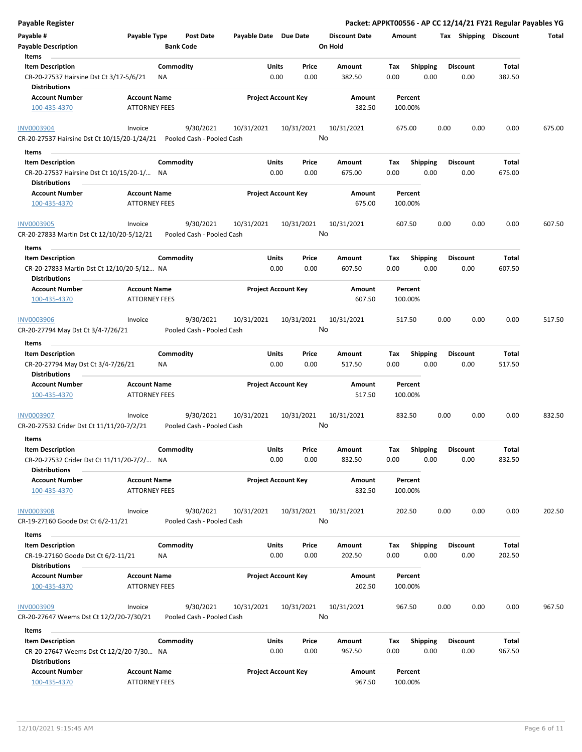| Payable # | Payable Type | Post Date | Payable Date | Due Date | Discount Date | Amount | Tax | Shipping | Discount | Total |
|---|---|---|---|---|---|---|---|---|---|---|
| Payable Description | | Bank Code | | | On Hold | | | | | |

**Items**

| Item Description | Commodity | Units | Price | Amount | Tax | Shipping | Discount | Total |
|---|---|---|---|---|---|---|---|---|
| CR-20-27537 Hairsine Dst Ct 3/17-5/6/21 | NA | 0.00 | 0.00 | 382.50 | 0.00 | 0.00 | 0.00 | 382.50 |

**Distributions**

| Account Number | Account Name | Project Account Key | Amount | Percent |
|---|---|---|---|---|
| 100-435-4370 | ATTORNEY FEES | | 382.50 | 100.00% |

| Payable # | Payable Type | Post Date | Payable Date | Due Date | Discount Date | Amount | Tax | Shipping | Discount | Total |
|---|---|---|---|---|---|---|---|---|---|---|
| INV0003904 | Invoice | 9/30/2021 | 10/31/2021 | 10/31/2021 | 10/31/2021 | 675.00 | 0.00 | 0.00 | 0.00 | 675.00 |
| CR-20-27537 Hairsine Dst Ct 10/15/20-1/24/21 | | Pooled Cash - Pooled Cash | | | No | | | | | |

**Items**

| Item Description | Commodity | Units | Price | Amount | Tax | Shipping | Discount | Total |
|---|---|---|---|---|---|---|---|---|
| CR-20-27537 Hairsine Dst Ct 10/15/20-1/... | NA | 0.00 | 0.00 | 675.00 | 0.00 | 0.00 | 0.00 | 675.00 |

**Distributions**

| Account Number | Account Name | Project Account Key | Amount | Percent |
|---|---|---|---|---|
| 100-435-4370 | ATTORNEY FEES | | 675.00 | 100.00% |

| Payable # | Payable Type | Post Date | Payable Date | Due Date | Discount Date | Amount | Tax | Shipping | Discount | Total |
|---|---|---|---|---|---|---|---|---|---|---|
| INV0003905 | Invoice | 9/30/2021 | 10/31/2021 | 10/31/2021 | 10/31/2021 | 607.50 | 0.00 | 0.00 | 0.00 | 607.50 |
| CR-20-27833 Martin Dst Ct 12/10/20-5/12/21 | | Pooled Cash - Pooled Cash | | | No | | | | | |

**Items**

| Item Description | Commodity | Units | Price | Amount | Tax | Shipping | Discount | Total |
|---|---|---|---|---|---|---|---|---|
| CR-20-27833 Martin Dst Ct 12/10/20-5/12... | NA | 0.00 | 0.00 | 607.50 | 0.00 | 0.00 | 0.00 | 607.50 |

**Distributions**

| Account Number | Account Name | Project Account Key | Amount | Percent |
|---|---|---|---|---|
| 100-435-4370 | ATTORNEY FEES | | 607.50 | 100.00% |

| Payable # | Payable Type | Post Date | Payable Date | Due Date | Discount Date | Amount | Tax | Shipping | Discount | Total |
|---|---|---|---|---|---|---|---|---|---|---|
| INV0003906 | Invoice | 9/30/2021 | 10/31/2021 | 10/31/2021 | 10/31/2021 | 517.50 | 0.00 | 0.00 | 0.00 | 517.50 |
| CR-20-27794 May Dst Ct 3/4-7/26/21 | | Pooled Cash - Pooled Cash | | | No | | | | | |

**Items**

| Item Description | Commodity | Units | Price | Amount | Tax | Shipping | Discount | Total |
|---|---|---|---|---|---|---|---|---|
| CR-20-27794 May Dst Ct 3/4-7/26/21 | NA | 0.00 | 0.00 | 517.50 | 0.00 | 0.00 | 0.00 | 517.50 |

**Distributions**

| Account Number | Account Name | Project Account Key | Amount | Percent |
|---|---|---|---|---|
| 100-435-4370 | ATTORNEY FEES | | 517.50 | 100.00% |

| Payable # | Payable Type | Post Date | Payable Date | Due Date | Discount Date | Amount | Tax | Shipping | Discount | Total |
|---|---|---|---|---|---|---|---|---|---|---|
| INV0003907 | Invoice | 9/30/2021 | 10/31/2021 | 10/31/2021 | 10/31/2021 | 832.50 | 0.00 | 0.00 | 0.00 | 832.50 |
| CR-20-27532 Crider Dst Ct 11/11/20-7/2/21 | | Pooled Cash - Pooled Cash | | | No | | | | | |

**Items**

| Item Description | Commodity | Units | Price | Amount | Tax | Shipping | Discount | Total |
|---|---|---|---|---|---|---|---|---|
| CR-20-27532 Crider Dst Ct 11/11/20-7/2/... | NA | 0.00 | 0.00 | 832.50 | 0.00 | 0.00 | 0.00 | 832.50 |

**Distributions**

| Account Number | Account Name | Project Account Key | Amount | Percent |
|---|---|---|---|---|
| 100-435-4370 | ATTORNEY FEES | | 832.50 | 100.00% |

| Payable # | Payable Type | Post Date | Payable Date | Due Date | Discount Date | Amount | Tax | Shipping | Discount | Total |
|---|---|---|---|---|---|---|---|---|---|---|
| INV0003908 | Invoice | 9/30/2021 | 10/31/2021 | 10/31/2021 | 10/31/2021 | 202.50 | 0.00 | 0.00 | 0.00 | 202.50 |
| CR-19-27160 Goode Dst Ct 6/2-11/21 | | Pooled Cash - Pooled Cash | | | No | | | | | |

**Items**

| Item Description | Commodity | Units | Price | Amount | Tax | Shipping | Discount | Total |
|---|---|---|---|---|---|---|---|---|
| CR-19-27160 Goode Dst Ct 6/2-11/21 | NA | 0.00 | 0.00 | 202.50 | 0.00 | 0.00 | 0.00 | 202.50 |

**Distributions**

| Account Number | Account Name | Project Account Key | Amount | Percent |
|---|---|---|---|---|
| 100-435-4370 | ATTORNEY FEES | | 202.50 | 100.00% |

| Payable # | Payable Type | Post Date | Payable Date | Due Date | Discount Date | Amount | Tax | Shipping | Discount | Total |
|---|---|---|---|---|---|---|---|---|---|---|
| INV0003909 | Invoice | 9/30/2021 | 10/31/2021 | 10/31/2021 | 10/31/2021 | 967.50 | 0.00 | 0.00 | 0.00 | 967.50 |
| CR-20-27647 Weems Dst Ct 12/2/20-7/30/21 | | Pooled Cash - Pooled Cash | | | No | | | | | |

**Items**

| Item Description | Commodity | Units | Price | Amount | Tax | Shipping | Discount | Total |
|---|---|---|---|---|---|---|---|---|
| CR-20-27647 Weems Dst Ct 12/2/20-7/30... | NA | 0.00 | 0.00 | 967.50 | 0.00 | 0.00 | 0.00 | 967.50 |

**Distributions**

| Account Number | Account Name | Project Account Key | Amount | Percent |
|---|---|---|---|---|
| 100-435-4370 | ATTORNEY FEES | | 967.50 | 100.00% |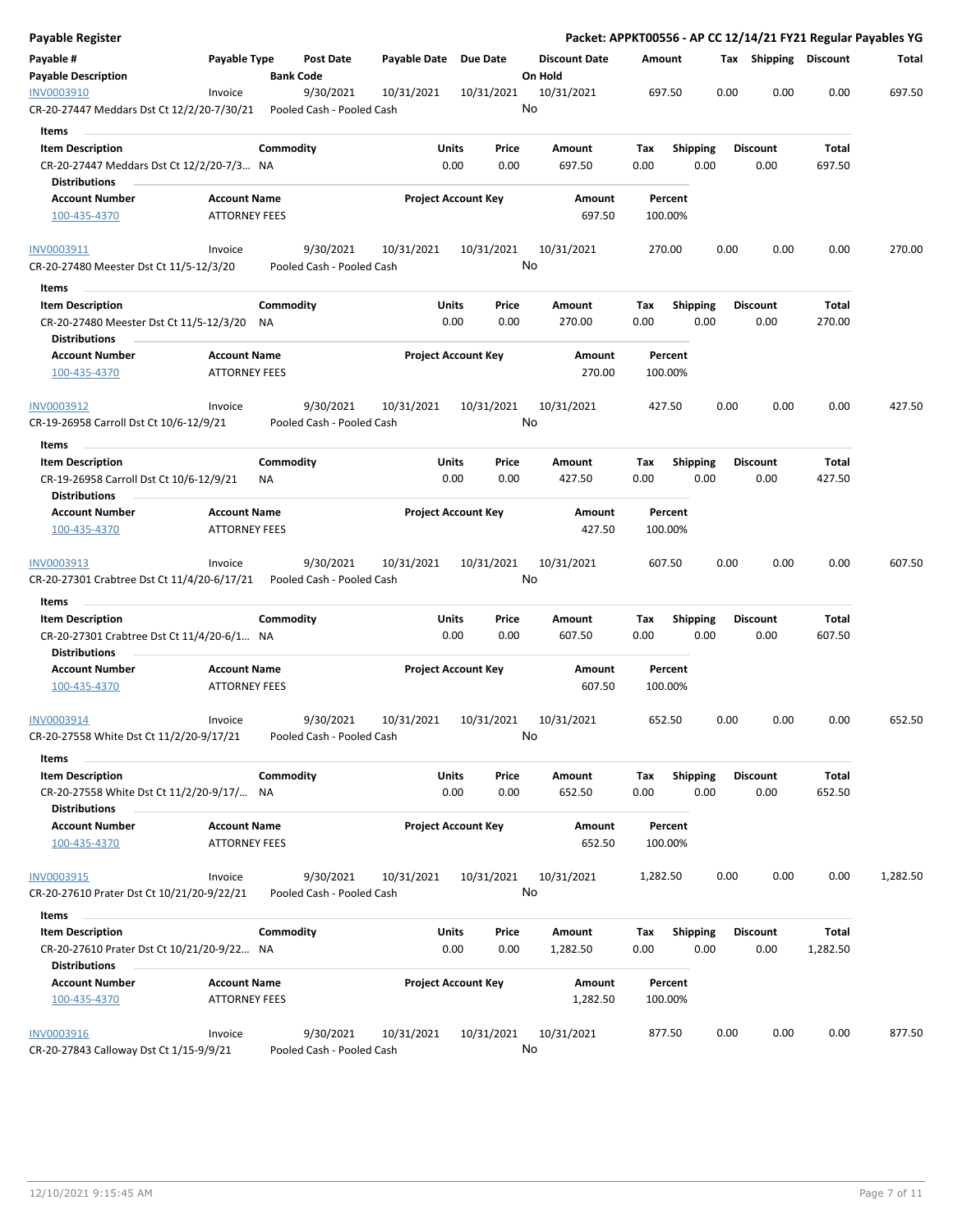# Payable Register

**Packet: APPKT00556 - AP CC 12/14/21 FY21 Regular Payables YG**

| Payable # | Payable Type | Post Date | Payable Date | Due Date | Discount Date | Amount | Tax | Shipping | Discount | Total |
|---|---|---|---|---|---|---|---|---|---|---|
| **Payable Description** | | **Bank Code** | | | **On Hold** | | | | | |

---

| INV0003910 | Invoice | 9/30/2021 | 10/31/2021 | 10/31/2021 | 10/31/2021 | 697.50 | 0.00 | 0.00 | 0.00 | 697.50 |
|---|---|---|---|---|---|---|---|---|---|---|
| CR-20-27447 Meddars Dst Ct 12/2/20-7/30/21 | | Pooled Cash - Pooled Cash | | | No | | | | | |

**Items**

| Item Description | Commodity | Units | Price | Amount | Tax | Shipping | Discount | Total |
|---|---|---|---|---|---|---|---|---|
| CR-20-27447 Meddars Dst Ct 12/2/20-7/3... | NA | 0.00 | 0.00 | 697.50 | 0.00 | 0.00 | 0.00 | 697.50 |

**Distributions**

| Account Number | Account Name | Project Account Key | Amount | Percent |
|---|---|---|---|---|
| 100-435-4370 | ATTORNEY FEES | | 697.50 | 100.00% |

---

| INV0003911 | Invoice | 9/30/2021 | 10/31/2021 | 10/31/2021 | 10/31/2021 | 270.00 | 0.00 | 0.00 | 0.00 | 270.00 |
|---|---|---|---|---|---|---|---|---|---|---|
| CR-20-27480 Meester Dst Ct 11/5-12/3/20 | | Pooled Cash - Pooled Cash | | | No | | | | | |

**Items**

| Item Description | Commodity | Units | Price | Amount | Tax | Shipping | Discount | Total |
|---|---|---|---|---|---|---|---|---|
| CR-20-27480 Meester Dst Ct 11/5-12/3/20 | NA | 0.00 | 0.00 | 270.00 | 0.00 | 0.00 | 0.00 | 270.00 |

**Distributions**

| Account Number | Account Name | Project Account Key | Amount | Percent |
|---|---|---|---|---|
| 100-435-4370 | ATTORNEY FEES | | 270.00 | 100.00% |

---

| INV0003912 | Invoice | 9/30/2021 | 10/31/2021 | 10/31/2021 | 10/31/2021 | 427.50 | 0.00 | 0.00 | 0.00 | 427.50 |
|---|---|---|---|---|---|---|---|---|---|---|
| CR-19-26958 Carroll Dst Ct 10/6-12/9/21 | | Pooled Cash - Pooled Cash | | | No | | | | | |

**Items**

| Item Description | Commodity | Units | Price | Amount | Tax | Shipping | Discount | Total |
|---|---|---|---|---|---|---|---|---|
| CR-19-26958 Carroll Dst Ct 10/6-12/9/21 | NA | 0.00 | 0.00 | 427.50 | 0.00 | 0.00 | 0.00 | 427.50 |

**Distributions**

| Account Number | Account Name | Project Account Key | Amount | Percent |
|---|---|---|---|---|
| 100-435-4370 | ATTORNEY FEES | | 427.50 | 100.00% |

---

| INV0003913 | Invoice | 9/30/2021 | 10/31/2021 | 10/31/2021 | 10/31/2021 | 607.50 | 0.00 | 0.00 | 0.00 | 607.50 |
|---|---|---|---|---|---|---|---|---|---|---|
| CR-20-27301 Crabtree Dst Ct 11/4/20-6/17/21 | | Pooled Cash - Pooled Cash | | | No | | | | | |

**Items**

| Item Description | Commodity | Units | Price | Amount | Tax | Shipping | Discount | Total |
|---|---|---|---|---|---|---|---|---|
| CR-20-27301 Crabtree Dst Ct 11/4/20-6/1... | NA | 0.00 | 0.00 | 607.50 | 0.00 | 0.00 | 0.00 | 607.50 |

**Distributions**

| Account Number | Account Name | Project Account Key | Amount | Percent |
|---|---|---|---|---|
| 100-435-4370 | ATTORNEY FEES | | 607.50 | 100.00% |

---

| INV0003914 | Invoice | 9/30/2021 | 10/31/2021 | 10/31/2021 | 10/31/2021 | 652.50 | 0.00 | 0.00 | 0.00 | 652.50 |
|---|---|---|---|---|---|---|---|---|---|---|
| CR-20-27558 White Dst Ct 11/2/20-9/17/21 | | Pooled Cash - Pooled Cash | | | No | | | | | |

**Items**

| Item Description | Commodity | Units | Price | Amount | Tax | Shipping | Discount | Total |
|---|---|---|---|---|---|---|---|---|
| CR-20-27558 White Dst Ct 11/2/20-9/17/... | NA | 0.00 | 0.00 | 652.50 | 0.00 | 0.00 | 0.00 | 652.50 |

**Distributions**

| Account Number | Account Name | Project Account Key | Amount | Percent |
|---|---|---|---|---|
| 100-435-4370 | ATTORNEY FEES | | 652.50 | 100.00% |

---

| INV0003915 | Invoice | 9/30/2021 | 10/31/2021 | 10/31/2021 | 10/31/2021 | 1,282.50 | 0.00 | 0.00 | 0.00 | 1,282.50 |
|---|---|---|---|---|---|---|---|---|---|---|
| CR-20-27610 Prater Dst Ct 10/21/20-9/22/21 | | Pooled Cash - Pooled Cash | | | No | | | | | |

**Items**

| Item Description | Commodity | Units | Price | Amount | Tax | Shipping | Discount | Total |
|---|---|---|---|---|---|---|---|---|
| CR-20-27610 Prater Dst Ct 10/21/20-9/22... | NA | 0.00 | 0.00 | 1,282.50 | 0.00 | 0.00 | 0.00 | 1,282.50 |

**Distributions**

| Account Number | Account Name | Project Account Key | Amount | Percent |
|---|---|---|---|---|
| 100-435-4370 | ATTORNEY FEES | | 1,282.50 | 100.00% |

---

| INV0003916 | Invoice | 9/30/2021 | 10/31/2021 | 10/31/2021 | 10/31/2021 | 877.50 | 0.00 | 0.00 | 0.00 | 877.50 |
|---|---|---|---|---|---|---|---|---|---|---|
| CR-20-27843 Calloway Dst Ct 1/15-9/9/21 | | Pooled Cash - Pooled Cash | | | No | | | | | |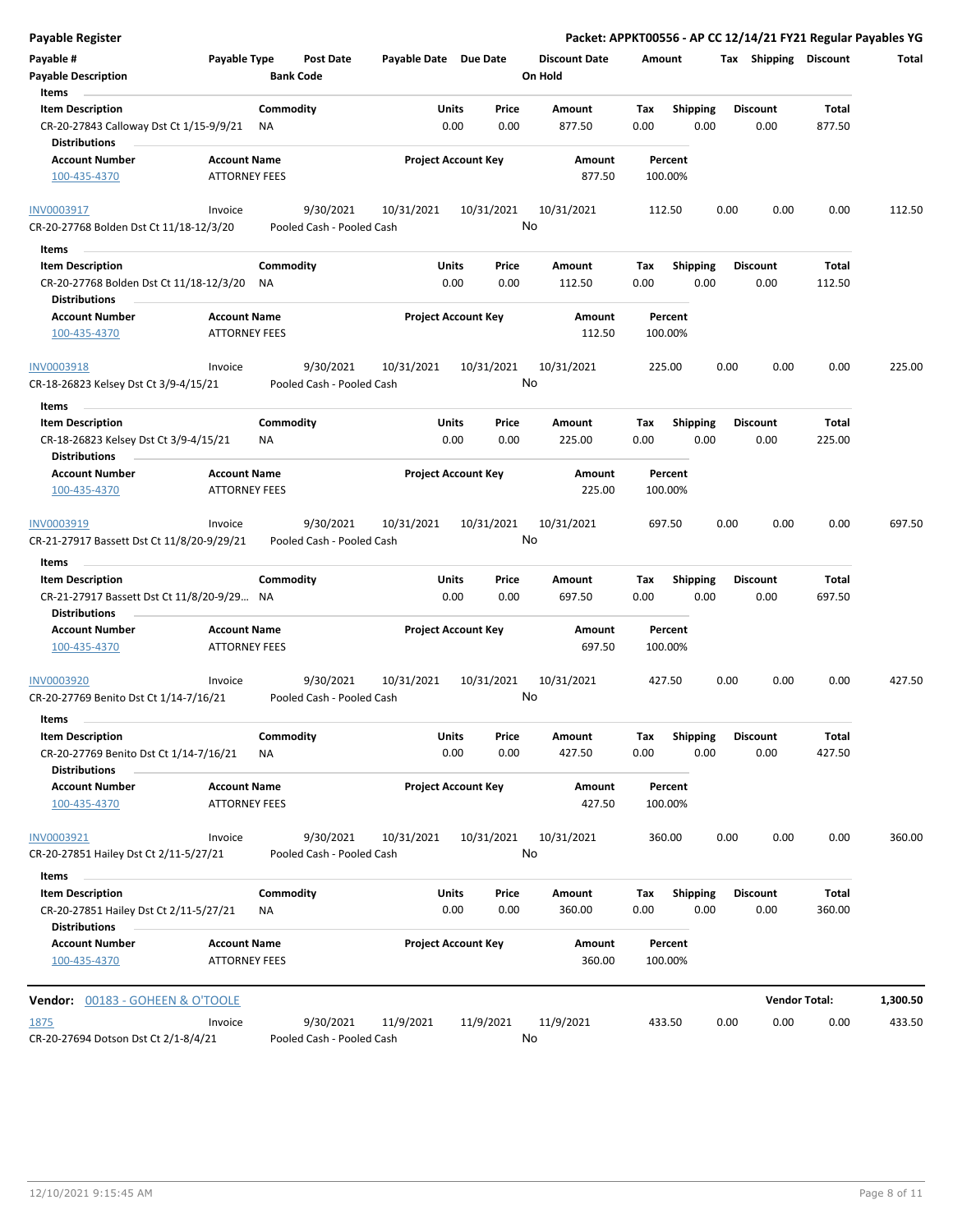| Payable # | Payable Type | Post Date | Payable Date | Due Date | Discount Date | Amount | Tax | Shipping | Discount | Total |
|---|---|---|---|---|---|---|---|---|---|---|
| Payable Description | | Bank Code | | | On Hold | | | | | |

**Items**

| Item Description | Commodity | Units | Price | Amount | Tax | Shipping | Discount | Total |
|---|---|---|---|---|---|---|---|---|
| CR-20-27843 Calloway Dst Ct 1/15-9/9/21 | NA | 0.00 | 0.00 | 877.50 | 0.00 | 0.00 | 0.00 | 877.50 |

**Distributions**

| Account Number | Account Name | Project Account Key | Amount | Percent |
|---|---|---|---|---|
| 100-435-4370 | ATTORNEY FEES | | 877.50 | 100.00% |

| Payable # | Payable Type | Post Date | Payable Date | Due Date | Discount Date | Amount | Tax | Shipping | Discount | Total |
|---|---|---|---|---|---|---|---|---|---|---|
| INV0003917 | Invoice | 9/30/2021 | 10/31/2021 | 10/31/2021 | 10/31/2021 | 112.50 | 0.00 | 0.00 | 0.00 | 112.50 |
| CR-20-27768 Bolden Dst Ct 11/18-12/3/20 | | Pooled Cash - Pooled Cash | | | No | | | | | |

**Items**

| Item Description | Commodity | Units | Price | Amount | Tax | Shipping | Discount | Total |
|---|---|---|---|---|---|---|---|---|
| CR-20-27768 Bolden Dst Ct 11/18-12/3/20 | NA | 0.00 | 0.00 | 112.50 | 0.00 | 0.00 | 0.00 | 112.50 |

**Distributions**

| Account Number | Account Name | Project Account Key | Amount | Percent |
|---|---|---|---|---|
| 100-435-4370 | ATTORNEY FEES | | 112.50 | 100.00% |

| Payable # | Payable Type | Post Date | Payable Date | Due Date | Discount Date | Amount | Tax | Shipping | Discount | Total |
|---|---|---|---|---|---|---|---|---|---|---|
| INV0003918 | Invoice | 9/30/2021 | 10/31/2021 | 10/31/2021 | 10/31/2021 | 225.00 | 0.00 | 0.00 | 0.00 | 225.00 |
| CR-18-26823 Kelsey Dst Ct 3/9-4/15/21 | | Pooled Cash - Pooled Cash | | | No | | | | | |

**Items**

| Item Description | Commodity | Units | Price | Amount | Tax | Shipping | Discount | Total |
|---|---|---|---|---|---|---|---|---|
| CR-18-26823 Kelsey Dst Ct 3/9-4/15/21 | NA | 0.00 | 0.00 | 225.00 | 0.00 | 0.00 | 0.00 | 225.00 |

**Distributions**

| Account Number | Account Name | Project Account Key | Amount | Percent |
|---|---|---|---|---|
| 100-435-4370 | ATTORNEY FEES | | 225.00 | 100.00% |

| Payable # | Payable Type | Post Date | Payable Date | Due Date | Discount Date | Amount | Tax | Shipping | Discount | Total |
|---|---|---|---|---|---|---|---|---|---|---|
| INV0003919 | Invoice | 9/30/2021 | 10/31/2021 | 10/31/2021 | 10/31/2021 | 697.50 | 0.00 | 0.00 | 0.00 | 697.50 |
| CR-21-27917 Bassett Dst Ct 11/8/20-9/29/21 | | Pooled Cash - Pooled Cash | | | No | | | | | |

**Items**

| Item Description | Commodity | Units | Price | Amount | Tax | Shipping | Discount | Total |
|---|---|---|---|---|---|---|---|---|
| CR-21-27917 Bassett Dst Ct 11/8/20-9/29... | NA | 0.00 | 0.00 | 697.50 | 0.00 | 0.00 | 0.00 | 697.50 |

**Distributions**

| Account Number | Account Name | Project Account Key | Amount | Percent |
|---|---|---|---|---|
| 100-435-4370 | ATTORNEY FEES | | 697.50 | 100.00% |

| Payable # | Payable Type | Post Date | Payable Date | Due Date | Discount Date | Amount | Tax | Shipping | Discount | Total |
|---|---|---|---|---|---|---|---|---|---|---|
| INV0003920 | Invoice | 9/30/2021 | 10/31/2021 | 10/31/2021 | 10/31/2021 | 427.50 | 0.00 | 0.00 | 0.00 | 427.50 |
| CR-20-27769 Benito Dst Ct 1/14-7/16/21 | | Pooled Cash - Pooled Cash | | | No | | | | | |

**Items**

| Item Description | Commodity | Units | Price | Amount | Tax | Shipping | Discount | Total |
|---|---|---|---|---|---|---|---|---|
| CR-20-27769 Benito Dst Ct 1/14-7/16/21 | NA | 0.00 | 0.00 | 427.50 | 0.00 | 0.00 | 0.00 | 427.50 |

**Distributions**

| Account Number | Account Name | Project Account Key | Amount | Percent |
|---|---|---|---|---|
| 100-435-4370 | ATTORNEY FEES | | 427.50 | 100.00% |

| Payable # | Payable Type | Post Date | Payable Date | Due Date | Discount Date | Amount | Tax | Shipping | Discount | Total |
|---|---|---|---|---|---|---|---|---|---|---|
| INV0003921 | Invoice | 9/30/2021 | 10/31/2021 | 10/31/2021 | 10/31/2021 | 360.00 | 0.00 | 0.00 | 0.00 | 360.00 |
| CR-20-27851 Hailey Dst Ct 2/11-5/27/21 | | Pooled Cash - Pooled Cash | | | No | | | | | |

**Items**

| Item Description | Commodity | Units | Price | Amount | Tax | Shipping | Discount | Total |
|---|---|---|---|---|---|---|---|---|
| CR-20-27851 Hailey Dst Ct 2/11-5/27/21 | NA | 0.00 | 0.00 | 360.00 | 0.00 | 0.00 | 0.00 | 360.00 |

**Distributions**

| Account Number | Account Name | Project Account Key | Amount | Percent |
|---|---|---|---|---|
| 100-435-4370 | ATTORNEY FEES | | 360.00 | 100.00% |

**Vendor Total: 1,300.50**

**Vendor:** 00183 - GOHEEN & O'TOOLE

| Payable # | Payable Type | Post Date | Payable Date | Due Date | Discount Date | Amount | Tax | Shipping | Discount | Total |
|---|---|---|---|---|---|---|---|---|---|---|
| 1875 | Invoice | 9/30/2021 | 11/9/2021 | 11/9/2021 | 11/9/2021 | 433.50 | 0.00 | 0.00 | 0.00 | 433.50 |
| CR-20-27694 Dotson Dst Ct 2/1-8/4/21 | | Pooled Cash - Pooled Cash | | | No | | | | | |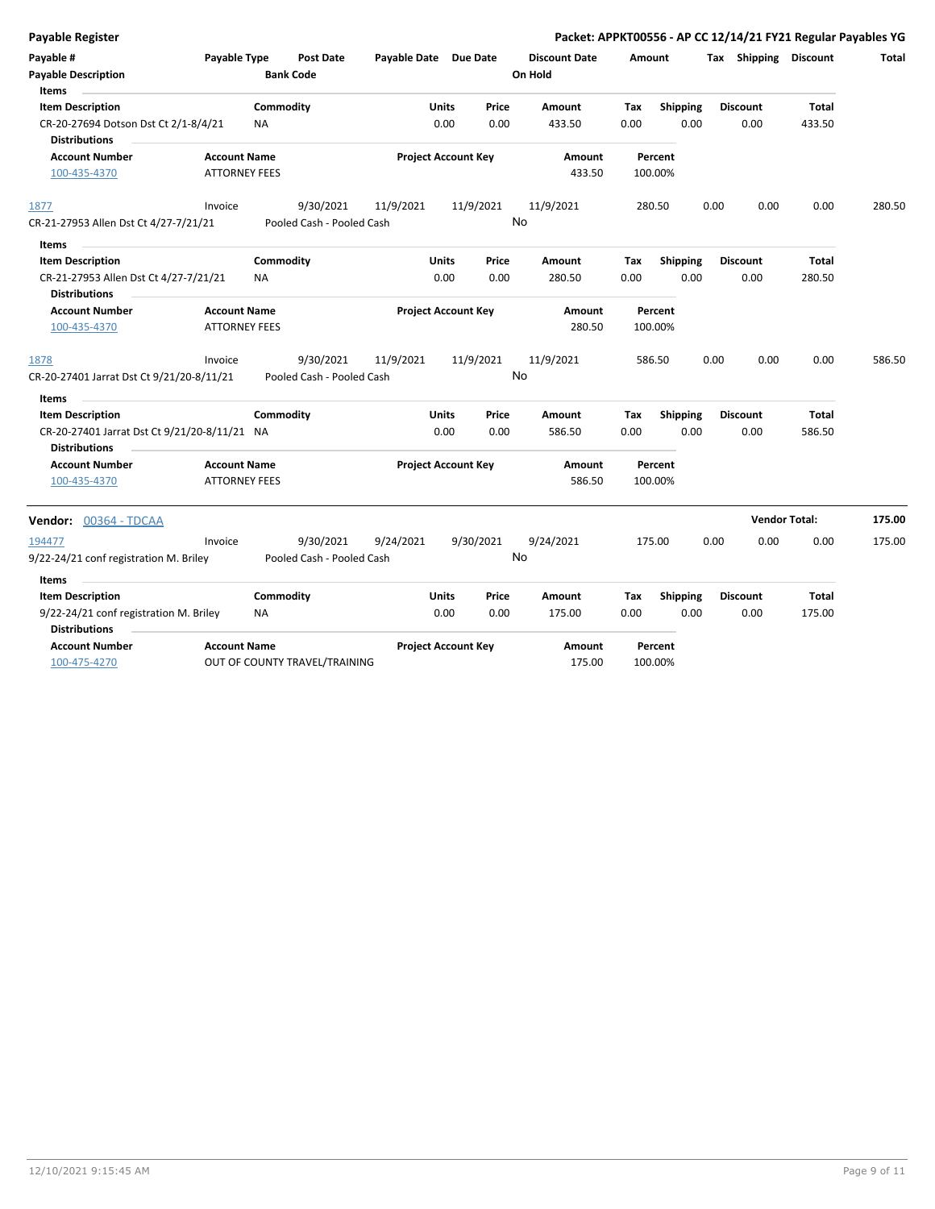| Payable # | Payable Type | Post Date | Payable Date | Due Date | Discount Date | Amount | Tax | Shipping | Discount | Total |
|---|---|---|---|---|---|---|---|---|---|---|
| Payable Description | | Bank Code | | | On Hold | | | | | |

**Items**

| Item Description | Commodity | Units | Price | Amount | Tax | Shipping | Discount | Total |
|---|---|---|---|---|---|---|---|---|
| CR-20-27694 Dotson Dst Ct 2/1-8/4/21 | NA | 0.00 | 0.00 | 433.50 | 0.00 | 0.00 | 0.00 | 433.50 |

**Distributions**

| Account Number | Account Name | Project Account Key | Amount | Percent |
|---|---|---|---|---|
| 100-435-4370 | ATTORNEY FEES | | 433.50 | 100.00% |

| Payable # | Payable Type | Post Date | Payable Date | Due Date | Discount Date | Amount | Tax | Shipping | Discount | Total |
|---|---|---|---|---|---|---|---|---|---|---|
| 1877 | Invoice | 9/30/2021 | 11/9/2021 | 11/9/2021 | 11/9/2021 | 280.50 | 0.00 | 0.00 | 0.00 | 280.50 |
| CR-21-27953 Allen Dst Ct 4/27-7/21/21 | | Pooled Cash - Pooled Cash | | | No | | | | | |

**Items**

| Item Description | Commodity | Units | Price | Amount | Tax | Shipping | Discount | Total |
|---|---|---|---|---|---|---|---|---|
| CR-21-27953 Allen Dst Ct 4/27-7/21/21 | NA | 0.00 | 0.00 | 280.50 | 0.00 | 0.00 | 0.00 | 280.50 |

**Distributions**

| Account Number | Account Name | Project Account Key | Amount | Percent |
|---|---|---|---|---|
| 100-435-4370 | ATTORNEY FEES | | 280.50 | 100.00% |

| Payable # | Payable Type | Post Date | Payable Date | Due Date | Discount Date | Amount | Tax | Shipping | Discount | Total |
|---|---|---|---|---|---|---|---|---|---|---|
| 1878 | Invoice | 9/30/2021 | 11/9/2021 | 11/9/2021 | 11/9/2021 | 586.50 | 0.00 | 0.00 | 0.00 | 586.50 |
| CR-20-27401 Jarrat Dst Ct 9/21/20-8/11/21 | | Pooled Cash - Pooled Cash | | | No | | | | | |

**Items**

| Item Description | Commodity | Units | Price | Amount | Tax | Shipping | Discount | Total |
|---|---|---|---|---|---|---|---|---|
| CR-20-27401 Jarrat Dst Ct 9/21/20-8/11/21 | NA | 0.00 | 0.00 | 586.50 | 0.00 | 0.00 | 0.00 | 586.50 |

**Distributions**

| Account Number | Account Name | Project Account Key | Amount | Percent |
|---|---|---|---|---|
| 100-435-4370 | ATTORNEY FEES | | 586.50 | 100.00% |

**Vendor:** 00364 - TDCAA — **Vendor Total:** 175.00

| Payable # | Payable Type | Post Date | Payable Date | Due Date | Discount Date | Amount | Tax | Shipping | Discount | Total |
|---|---|---|---|---|---|---|---|---|---|---|
| 194477 | Invoice | 9/30/2021 | 9/24/2021 | 9/30/2021 | 9/24/2021 | 175.00 | 0.00 | 0.00 | 0.00 | 175.00 |
| 9/22-24/21 conf registration M. Briley | | Pooled Cash - Pooled Cash | | | No | | | | | |

**Items**

| Item Description | Commodity | Units | Price | Amount | Tax | Shipping | Discount | Total |
|---|---|---|---|---|---|---|---|---|
| 9/22-24/21 conf registration M. Briley | NA | 0.00 | 0.00 | 175.00 | 0.00 | 0.00 | 0.00 | 175.00 |

**Distributions**

| Account Number | Account Name | Project Account Key | Amount | Percent |
|---|---|---|---|---|
| 100-475-4270 | OUT OF COUNTY TRAVEL/TRAINING | | 175.00 | 100.00% |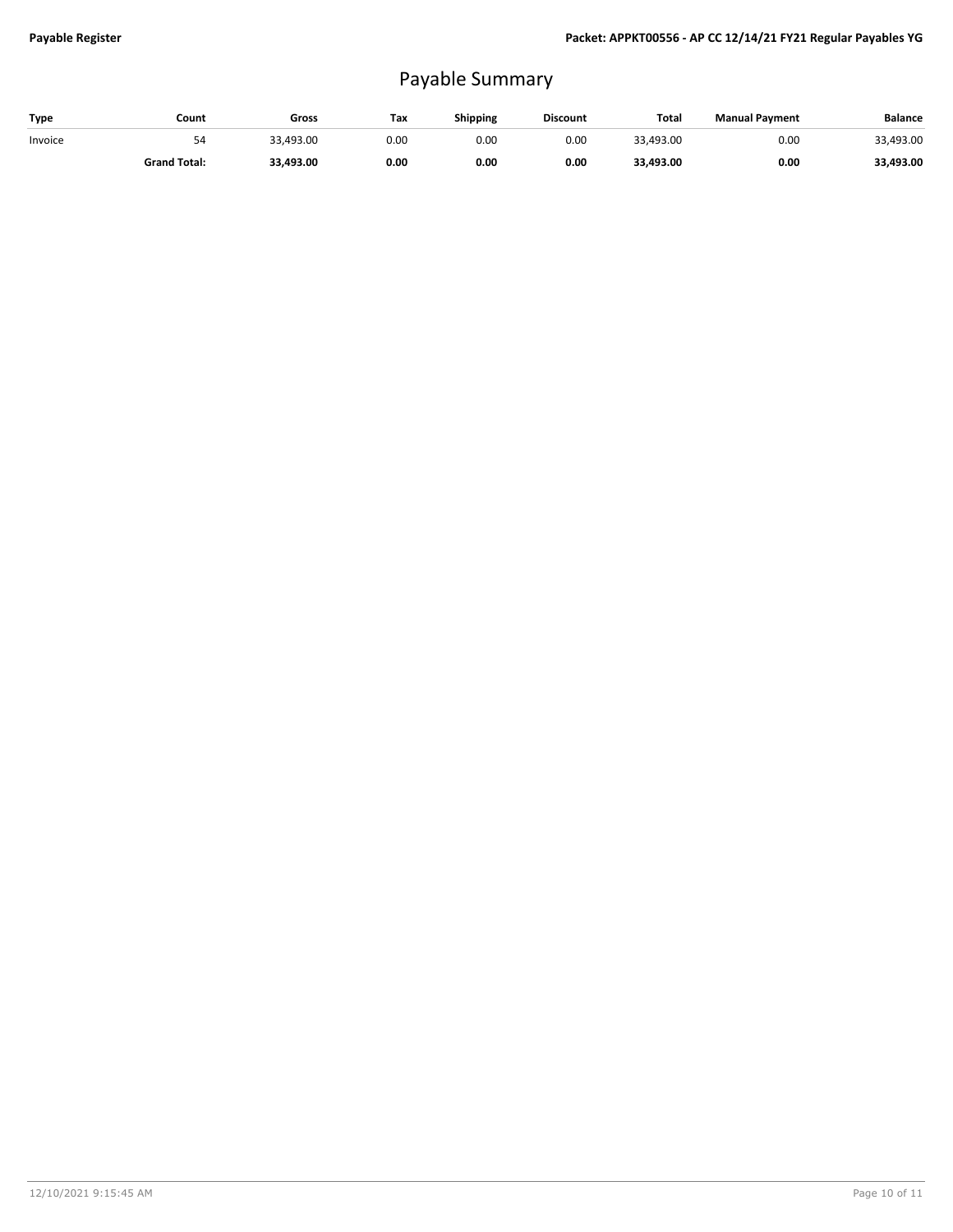# Payable Summary

| Type | Count | Gross | Tax | Shipping | Discount | Total | Manual Payment | Balance |
|---|---|---|---|---|---|---|---|---|
| Invoice | 54 | 33,493.00 | 0.00 | 0.00 | 0.00 | 33,493.00 | 0.00 | 33,493.00 |
| | **Grand Total:** | **33,493.00** | **0.00** | **0.00** | **0.00** | **33,493.00** | **0.00** | **33,493.00** |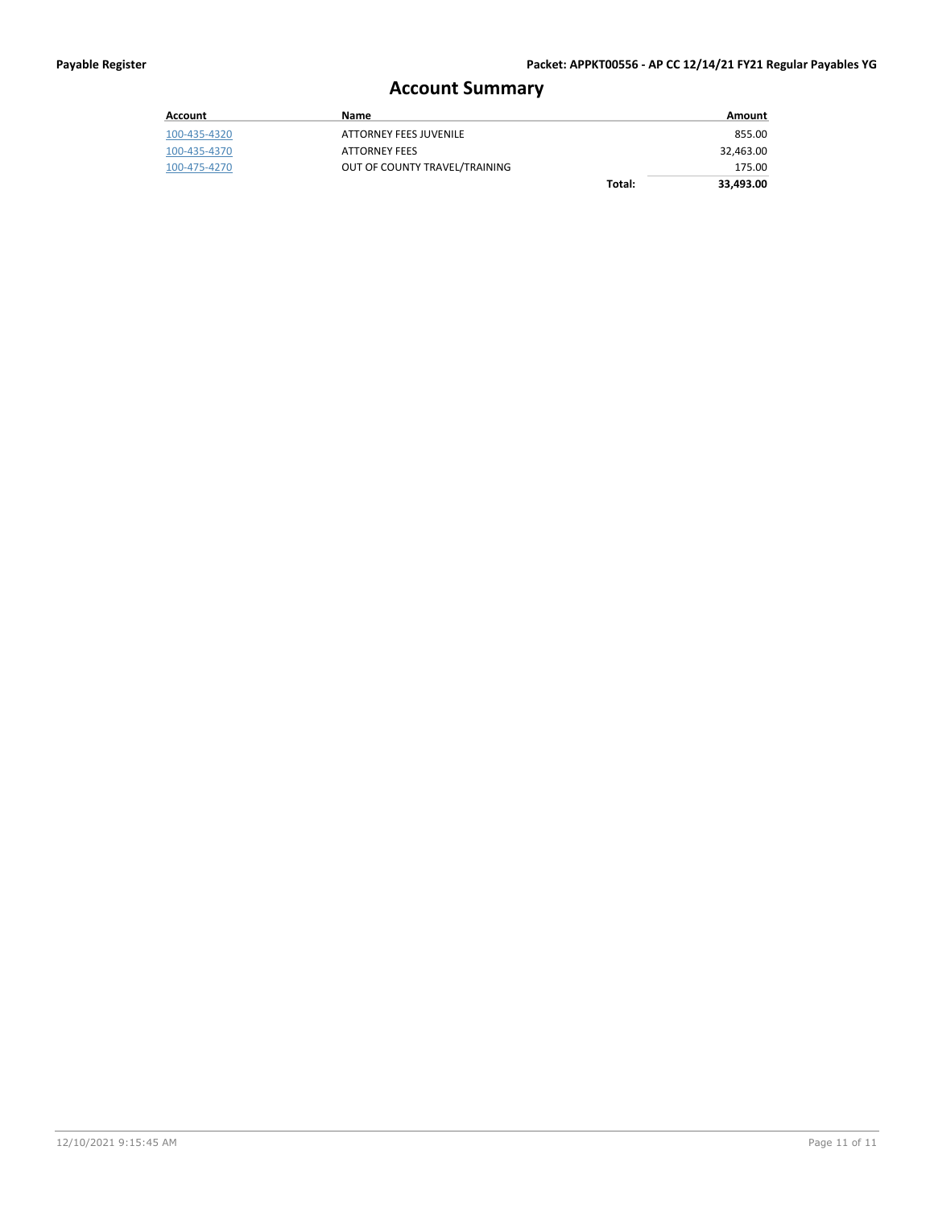# Account Summary

| Account | Name | | Amount |
|---|---|---|---|
| 100-435-4320 | ATTORNEY FEES JUVENILE | | 855.00 |
| 100-435-4370 | ATTORNEY FEES | | 32,463.00 |
| 100-475-4270 | OUT OF COUNTY TRAVEL/TRAINING | | 175.00 |
| | | **Total:** | **33,493.00** |